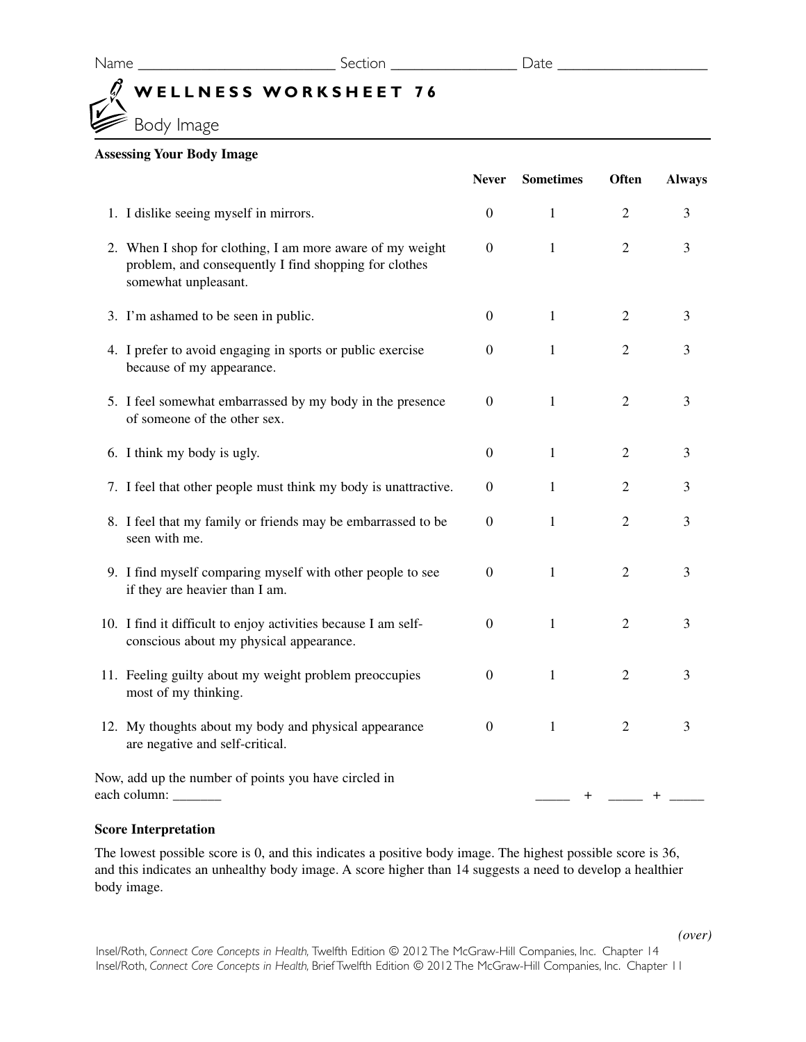Name ________________________ Section ________________ Date ___________________

# WELLNESS WORKSHEET 76

## Body Image

### Assessing Your Body Image

| | Never | Sometimes | Often | Always |
|---|---|---|---|---|
| 1. I dislike seeing myself in mirrors. | 0 | 1 | 2 | 3 |
| 2. When I shop for clothing, I am more aware of my weight problem, and consequently I find shopping for clothes somewhat unpleasant. | 0 | 1 | 2 | 3 |
| 3. I'm ashamed to be seen in public. | 0 | 1 | 2 | 3 |
| 4. I prefer to avoid engaging in sports or public exercise because of my appearance. | 0 | 1 | 2 | 3 |
| 5. I feel somewhat embarrassed by my body in the presence of someone of the other sex. | 0 | 1 | 2 | 3 |
| 6. I think my body is ugly. | 0 | 1 | 2 | 3 |
| 7. I feel that other people must think my body is unattractive. | 0 | 1 | 2 | 3 |
| 8. I feel that my family or friends may be embarrassed to be seen with me. | 0 | 1 | 2 | 3 |
| 9. I find myself comparing myself with other people to see if they are heavier than I am. | 0 | 1 | 2 | 3 |
| 10. I find it difficult to enjoy activities because I am self-conscious about my physical appearance. | 0 | 1 | 2 | 3 |
| 11. Feeling guilty about my weight problem preoccupies most of my thinking. | 0 | 1 | 2 | 3 |
| 12. My thoughts about my body and physical appearance are negative and self-critical. | 0 | 1 | 2 | 3 |

Now, add up the number of points you have circled in each column: _______ &nbsp;&nbsp;&nbsp; _____ + _____ + _____

**Score Interpretation**

The lowest possible score is 0, and this indicates a positive body image. The highest possible score is 36, and this indicates an unhealthy body image. A score higher than 14 suggests a need to develop a healthier body image.

*(over)*

Insel/Roth, *Connect Core Concepts in Health,* Twelfth Edition © 2012 The McGraw-Hill Companies, Inc. Chapter 14
Insel/Roth, *Connect Core Concepts in Health,* Brief Twelfth Edition © 2012 The McGraw-Hill Companies, Inc. Chapter 11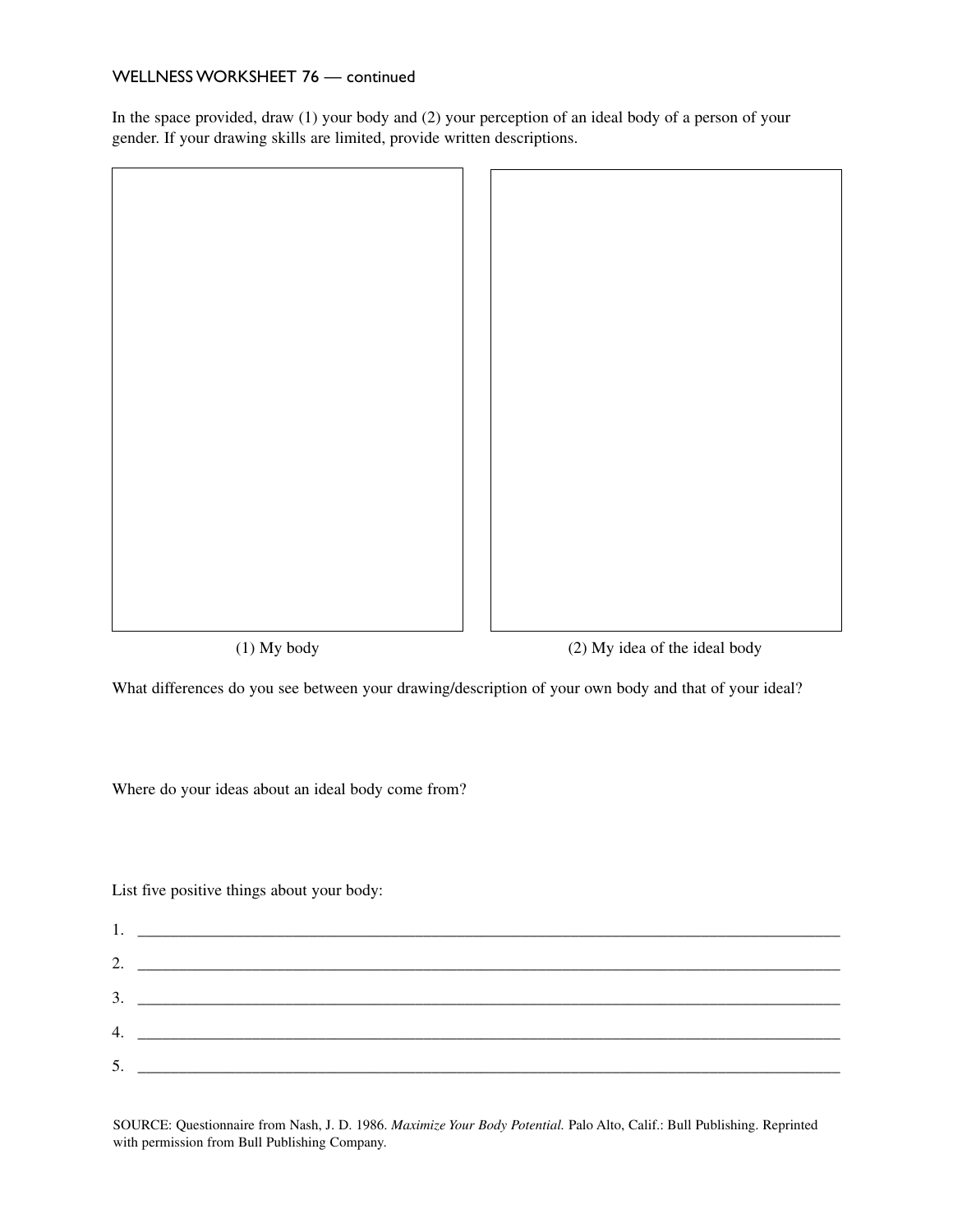WELLNESS WORKSHEET 76 — continued

In the space provided, draw (1) your body and (2) your perception of an ideal body of a person of your gender. If your drawing skills are limited, provide written descriptions.

| (1) My body | (2) My idea of the ideal body |
| --- | --- |
| | |

What differences do you see between your drawing/description of your own body and that of your ideal?

Where do your ideas about an ideal body come from?

List five positive things about your body:

1. ______________________________________________________________________________
2. ______________________________________________________________________________
3. ______________________________________________________________________________
4. ______________________________________________________________________________
5. ______________________________________________________________________________

SOURCE: Questionnaire from Nash, J. D. 1986. *Maximize Your Body Potential.* Palo Alto, Calif.: Bull Publishing. Reprinted with permission from Bull Publishing Company.